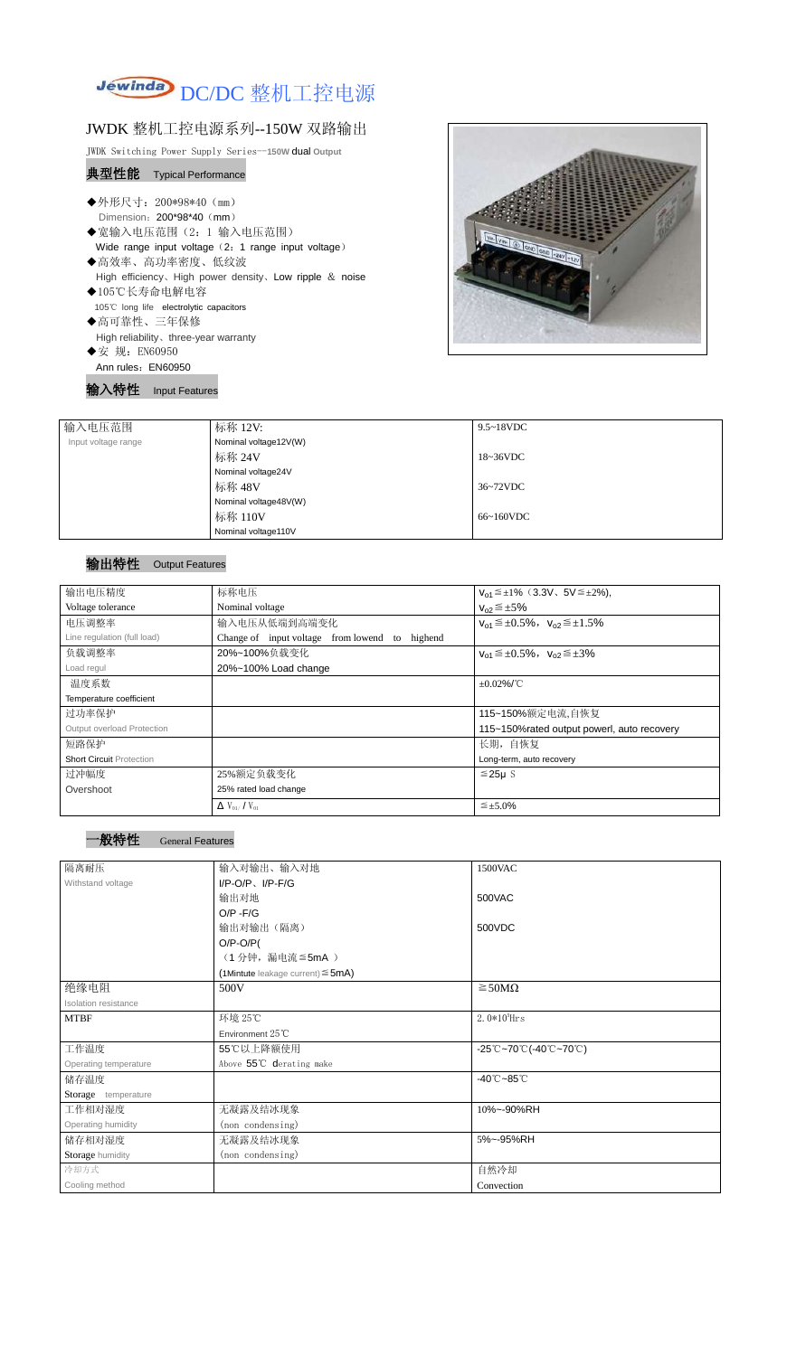# DC/DC 整机工控电源

## JWDK 整机工控电源系列--150W 双路输出

JWDK Switching Power Supply Series--150W dual Output

### 典型性能 Typical Performance

- ◆外形尺寸：200*98*40（mm）
  Dimension：200*98*40（mm）
- ◆宽输入电压范围（2：1 输入电压范围）
  Wide range input voltage（2：1 range input voltage）
- ◆高效率、高功率密度、低纹波
  High efficiency、High power density、Low ripple & noise
- ◆105℃长寿命电解电容
  105℃ long life electrolytic capacitors
- ◆高可靠性、三年保修
  High reliability、three-year warranty
- ◆安 规：EN60950
  Ann rules：EN60950

### 输入特性 Input Features

| 输入电压范围<br>Input voltage range | 标称 12V:<br>Nominal voltage12V(W) | 9.5~18VDC |
|---|---|---|
| | 标称 24V<br>Nominal voltage24V | 18~36VDC |
| | 标称 48V<br>Nominal voltage48V(W) | 36~72VDC |
| | 标称 110V<br>Nominal voltage110V | 66~160VDC |

### 输出特性 Output Features

| 输出电压精度<br>Voltage tolerance | 标称电压<br>Nominal voltage | $V_{01}≦±1\%$（3.3V、5V≦±2%), $V_{02}≦±5\%$ |
|---|---|---|
| 电压调整率<br>Line regulation (full load) | 输入电压从低端到高端变化<br>Change of input voltage from lowend to highend | $V_{01}≦±0.5\%$，$V_{02}≦±1.5\%$ |
| 负载调整率<br>Load regul | 20%~100%负载变化<br>20%~100% Load change | $V_{01}≦±0.5\%$，$V_{02}≦±3\%$ |
| 温度系数<br>Temperature coefficient | | ±0.02%/℃ |
| 过功率保护<br>Output overload Protection | | 115~150%额定电流,自恢复<br>115~150%rated output powerl, auto recovery |
| 短路保护<br>Short Circuit Protection | | 长期，自恢复<br>Long-term, auto recovery |
| 过冲幅度<br>Overshoot | 25%额定负载变化<br>25% rated load change | ≦25μ S |
| | $\Delta V_{01}/V_{01}$ | ≦±5.0% |

### 一般特性 General Features

| 隔离耐压<br>Withstand voltage | 输入对输出、输入对地<br>I/P-O/P、I/P-F/G | 1500VAC |
|---|---|---|
| | 输出对地<br>O/P -F/G | 500VAC |
| | 输出对输出（隔离）<br>O/P-O/P(<br>（1 分钟，漏电流≦5mA ）<br>(1Mintute leakage current)≦5mA) | 500VDC |
| 绝缘电阻<br>Isolation resistance | 500V | ≧50MΩ |
| MTBF | 环境 25℃<br>Environment 25℃ | $2.0*10^5$Hrs |
| 工作温度<br>Operating temperature | 55℃以上降额使用<br>Above 55℃ derating make | -25℃~70℃(-40℃~70℃) |
| 储存温度<br>Storage temperature | | -40℃~85℃ |
| 工作相对湿度<br>Operating humidity | 无凝露及结冰现象<br>(non condensing) | 10%~-90%RH |
| 储存相对湿度<br>Storage humidity | 无凝露及结冰现象<br>(non condensing) | 5%~-95%RH |
| 冷却方式<br>Cooling method | | 自然冷却<br>Convection |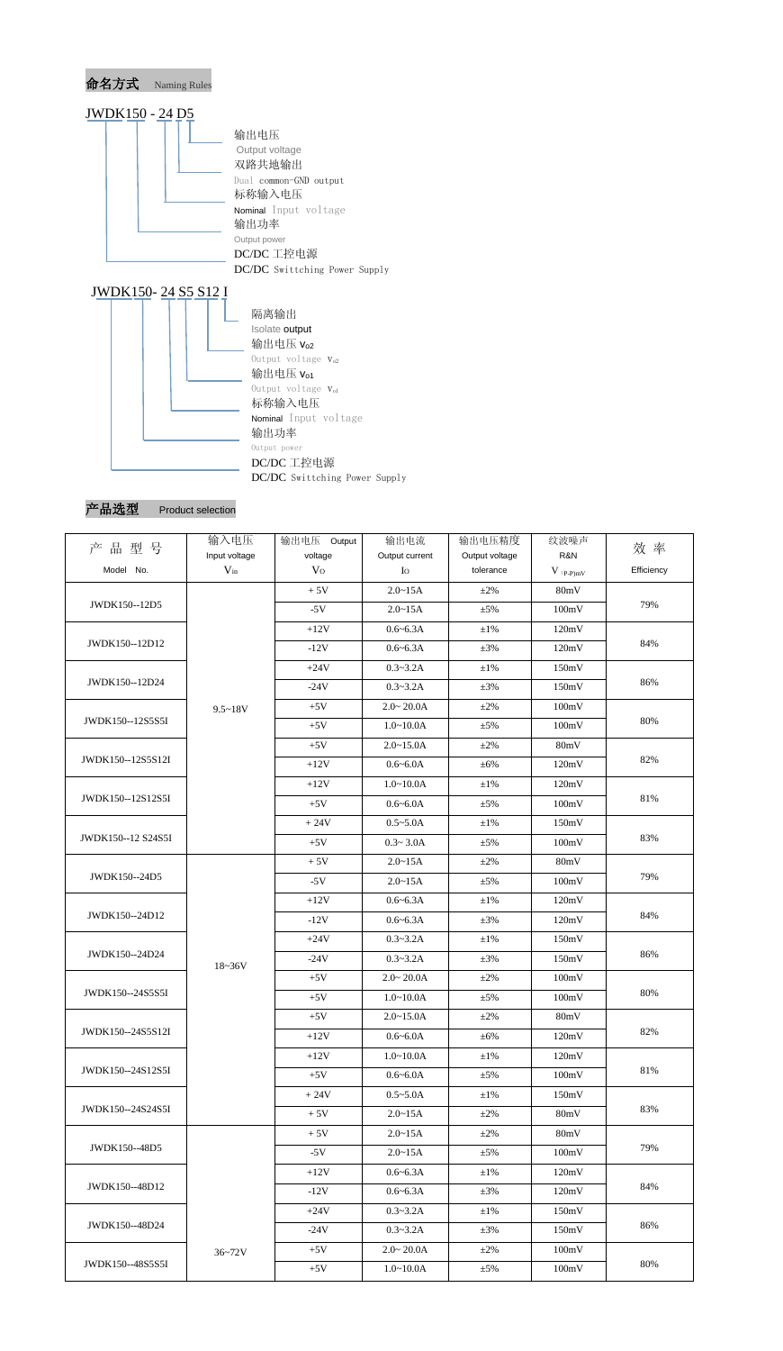## 命名方式 Naming Rules

JWDK150 - 24 D5

- 输出电压 Output voltage
- 双路共地输出 Dual common-GND output
- 标称输入电压 Nominal Input voltage
- 输出功率 Output power
- DC/DC 工控电源 DC/DC Swittching Power Supply

JWDK150- 24 S5 S12 I

- 隔离输出 Isolate output
- 输出电压 $V_{o2}$ Output voltage $V_{o2}$
- 输出电压 $V_{o1}$ Output voltage $V_{o1}$
- 标称输入电压 Nominal Input voltage
- 输出功率 Output power
- DC/DC 工控电源 DC/DC Swittching Power Supply

## 产品选型 Product selection

| 产 品 型 号 Model No. | 输入电压 Input voltage $V_{in}$ | 输出电压 Output voltage $V_O$ | 输出电流 Output current $I_O$ | 输出电压精度 Output voltage tolerance | 纹波噪声 R&N $V_{(P-P)mV}$ | 效 率 Efficiency |
|---|---|---|---|---|---|---|
| JWDK150--12D5 | 9.5~18V | + 5V | 2.0~15A | ±2% | 80mV | 79% |
| | | -5V | 2.0~15A | ±5% | 100mV | |
| JWDK150--12D12 | | +12V | 0.6~6.3A | ±1% | 120mV | 84% |
| | | -12V | 0.6~6.3A | ±3% | 120mV | |
| JWDK150--12D24 | | +24V | 0.3~3.2A | ±1% | 150mV | 86% |
| | | -24V | 0.3~3.2A | ±3% | 150mV | |
| JWDK150--12S5S5I | | +5V | 2.0~ 20.0A | ±2% | 100mV | 80% |
| | | +5V | 1.0~10.0A | ±5% | 100mV | |
| JWDK150--12S5S12I | | +5V | 2.0~15.0A | ±2% | 80mV | 82% |
| | | +12V | 0.6~6.0A | ±6% | 120mV | |
| JWDK150--12S12S5I | | +12V | 1.0~10.0A | ±1% | 120mV | 81% |
| | | +5V | 0.6~6.0A | ±5% | 100mV | |
| JWDK150--12 S24S5I | | + 24V | 0.5~5.0A | ±1% | 150mV | 83% |
| | | +5V | 0.3~ 3.0A | ±5% | 100mV | |
| JWDK150--24D5 | 18~36V | + 5V | 2.0~15A | ±2% | 80mV | 79% |
| | | -5V | 2.0~15A | ±5% | 100mV | |
| JWDK150--24D12 | | +12V | 0.6~6.3A | ±1% | 120mV | 84% |
| | | -12V | 0.6~6.3A | ±3% | 120mV | |
| JWDK150--24D24 | | +24V | 0.3~3.2A | ±1% | 150mV | 86% |
| | | -24V | 0.3~3.2A | ±3% | 150mV | |
| JWDK150--24S5S5I | | +5V | 2.0~ 20.0A | ±2% | 100mV | 80% |
| | | +5V | 1.0~10.0A | ±5% | 100mV | |
| JWDK150--24S5S12I | | +5V | 2.0~15.0A | ±2% | 80mV | 82% |
| | | +12V | 0.6~6.0A | ±6% | 120mV | |
| JWDK150--24S12S5I | | +12V | 1.0~10.0A | ±1% | 120mV | 81% |
| | | +5V | 0.6~6.0A | ±5% | 100mV | |
| JWDK150--24S24S5I | | + 24V | 0.5~5.0A | ±1% | 150mV | 83% |
| | | + 5V | 2.0~15A | ±2% | 80mV | |
| JWDK150--48D5 | 36~72V | + 5V | 2.0~15A | ±2% | 80mV | 79% |
| | | -5V | 2.0~15A | ±5% | 100mV | |
| JWDK150--48D12 | | +12V | 0.6~6.3A | ±1% | 120mV | 84% |
| | | -12V | 0.6~6.3A | ±3% | 120mV | |
| JWDK150--48D24 | | +24V | 0.3~3.2A | ±1% | 150mV | 86% |
| | | -24V | 0.3~3.2A | ±3% | 150mV | |
| JWDK150--48S5S5I | | +5V | 2.0~ 20.0A | ±2% | 100mV | 80% |
| | | +5V | 1.0~10.0A | ±5% | 100mV | |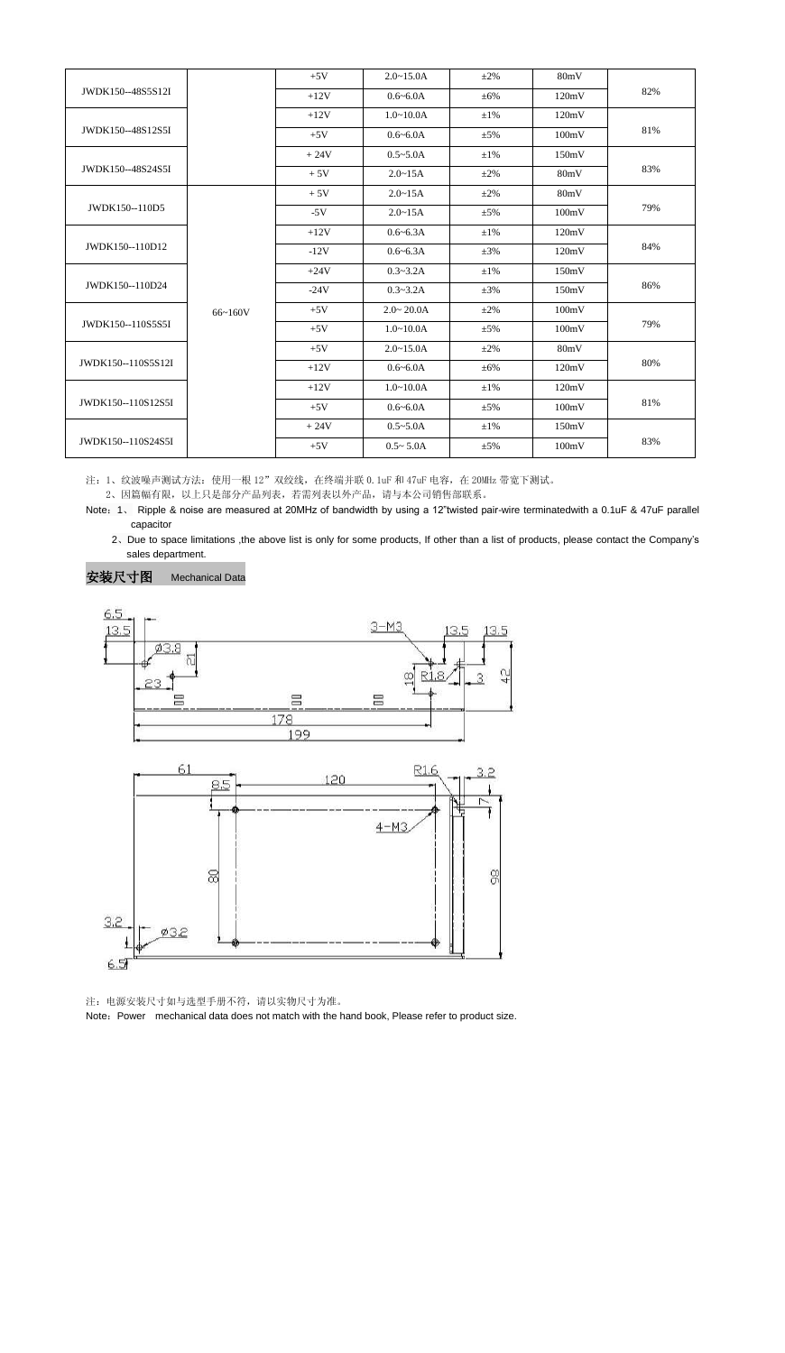| | | | | | | |
|---|---|---|---|---|---|---|
| JWDK150--48S5S12I | | +5V | 2.0~15.0A | ±2% | 80mV | 82% |
| | | +12V | 0.6~6.0A | ±6% | 120mV | |
| JWDK150--48S12S5I | | +12V | 1.0~10.0A | ±1% | 120mV | 81% |
| | | +5V | 0.6~6.0A | ±5% | 100mV | |
| JWDK150--48S24S5I | | + 24V | 0.5~5.0A | ±1% | 150mV | 83% |
| | | + 5V | 2.0~15A | ±2% | 80mV | |
| JWDK150--110D5 | 66~160V | + 5V | 2.0~15A | ±2% | 80mV | 79% |
| | | -5V | 2.0~15A | ±5% | 100mV | |
| JWDK150--110D12 | | +12V | 0.6~6.3A | ±1% | 120mV | 84% |
| | | -12V | 0.6~6.3A | ±3% | 120mV | |
| JWDK150--110D24 | | +24V | 0.3~3.2A | ±1% | 150mV | 86% |
| | | -24V | 0.3~3.2A | ±3% | 150mV | |
| JWDK150--110S5S5I | | +5V | 2.0~ 20.0A | ±2% | 100mV | 79% |
| | | +5V | 1.0~10.0A | ±5% | 100mV | |
| JWDK150--110S5S12I | | +5V | 2.0~15.0A | ±2% | 80mV | 80% |
| | | +12V | 0.6~6.0A | ±6% | 120mV | |
| JWDK150--110S12S5I | | +12V | 1.0~10.0A | ±1% | 120mV | 81% |
| | | +5V | 0.6~6.0A | ±5% | 100mV | |
| JWDK150--110S24S5I | | + 24V | 0.5~5.0A | ±1% | 150mV | 83% |
| | | +5V | 0.5~ 5.0A | ±5% | 100mV | |

注：1、纹波噪声测试方法：使用一根 12”双绞线，在终端并联 0.1uF 和 47uF 电容，在 20MHz 带宽下测试。

2、因篇幅有限，以上只是部分产品列表，若需列表以外产品，请与本公司销售部联系。

Note：1、 Ripple & noise are measured at 20MHz of bandwidth by using a 12"twisted pair-wire terminatedwith a 0.1uF & 47uF parallel capacitor

2、Due to space limitations ,the above list is only for some products, If other than a list of products, please contact the Company's sales department.

## 安装尺寸图 Mechanical Data

6.5
13.5
Ø3.8
21
23
3-M3
18
R1.8
13.5
13.5
3
42
178
199

61
8.5
120
R1.6
3.2
7
4-M3
80
98
3.2
Ø3.2
6.5

注：电源安装尺寸如与选型手册不符，请以实物尺寸为准。

Note：Power mechanical data does not match with the hand book, Please refer to product size.